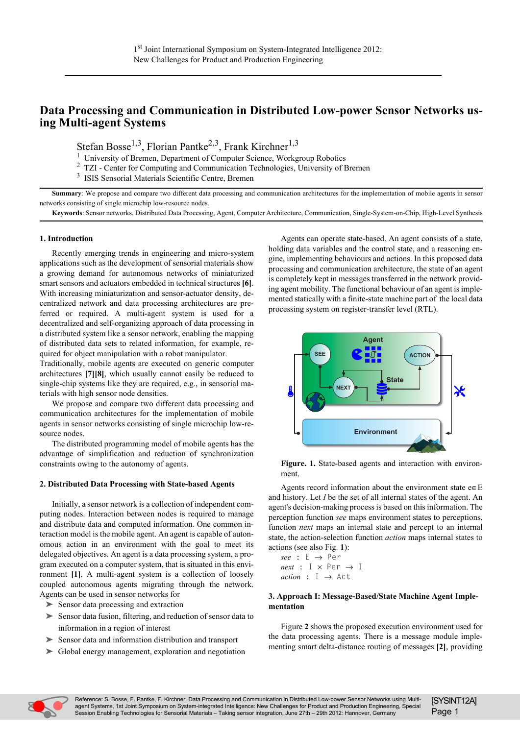1st Joint International Symposium on System-Integrated Intelligence 2012: New Challenges for Product and Production Engineering

# Data Processing and Communication in Distributed Low-power Sensor Networks using Multi-agent Systems

Stefan Bosse[1,3], Florian Pantke[2,3], Frank Kirchner[1,3]

[1] University of Bremen, Department of Computer Science, Workgroup Robotics
[2] TZI - Center for Computing and Communication Technologies, University of Bremen
[3] ISIS Sensorial Materials Scientific Centre, Bremen

**Summary**: We propose and compare two different data processing and communication architectures for the implementation of mobile agents in sensor networks consisting of single microchip low-resource nodes.

**Keywords**: Sensor networks, Distributed Data Processing, Agent, Computer Architecture, Communication, Single-System-on-Chip, High-Level Synthesis

## 1. Introduction

Recently emerging trends in engineering and micro-system applications such as the development of sensorial materials show a growing demand for autonomous networks of miniaturized smart sensors and actuators embedded in technical structures **[6]**. With increasing miniaturization and sensor-actuator density, decentralized network and data processing architectures are preferred or required. A multi-agent system is used for a decentralized and self-organizing approach of data processing in a distributed system like a sensor network, enabling the mapping of distributed data sets to related information, for example, required for object manipulation with a robot manipulator.
Traditionally, mobile agents are executed on generic computer architectures **[7][8]**, which usually cannot easily be reduced to single-chip systems like they are required, e.g., in sensorial materials with high sensor node densities.

We propose and compare two different data processing and communication architectures for the implementation of mobile agents in sensor networks consisting of single microchip low-resource nodes.

The distributed programming model of mobile agents has the advantage of simplification and reduction of synchronization constraints owing to the autonomy of agents.

## 2. Distributed Data Processing with State-based Agents

Initially, a sensor network is a collection of independent computing nodes. Interaction between nodes is required to manage and distribute data and computed information. One common interaction model is the mobile agent. An agent is capable of autonomous action in an environment with the goal to meet its delegated objectives. An agent is a data processing system, a program executed on a computer system, that is situated in this environment **[1]**. A multi-agent system is a collection of loosely coupled autonomous agents migrating through the network. Agents can be used in sensor networks for

- Sensor data processing and extraction
- Sensor data fusion, filtering, and reduction of sensor data to information in a region of interest
- Sensor data and information distribution and transport
- Global energy management, exploration and negotiation

Agents can operate state-based. An agent consists of a state, holding data variables and the control state, and a reasoning engine, implementing behaviours and actions. In this proposed data processing and communication architecture, the state of an agent is completely kept in messages transferred in the network providing agent mobility. The functional behaviour of an agent is implemented statically with a finite-state machine part of the local data processing system on register-transfer level (RTL).

**Figure. 1.** State-based agents and interaction with environment.

Agents record information about the environment state $e \in E$ and history. Let $I$ be the set of all internal states of the agent. An agent's decision-making process is based on this information. The perception function *see* maps environment states to perceptions, function *next* maps an internal state and percept to an internal state, the action-selection function *action* maps internal states to actions (see also Fig. **1**):

$$\begin{aligned} see &: E \rightarrow Per \\ next &: I \times Per \rightarrow I \\ action &: I \rightarrow Act \end{aligned}$$

## 3. Approach I: Message-Based/State Machine Agent Implementation

Figure **2** shows the proposed execution environment used for the data processing agents. There is a message module implementing smart delta-distance routing of messages **[2]**, providing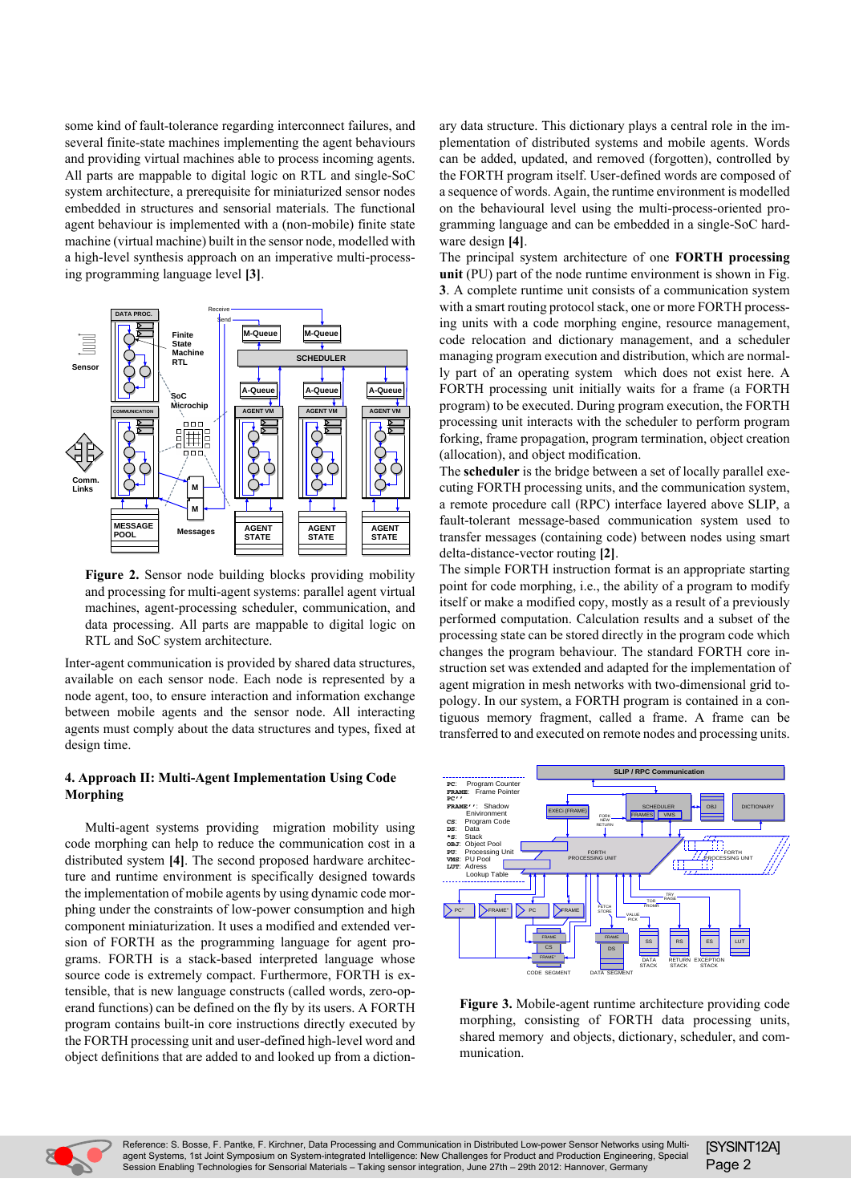some kind of fault-tolerance regarding interconnect failures, and several finite-state machines implementing the agent behaviours and providing virtual machines able to process incoming agents. All parts are mappable to digital logic on RTL and single-SoC system architecture, a prerequisite for miniaturized sensor nodes embedded in structures and sensorial materials. The functional agent behaviour is implemented with a (non-mobile) finite state machine (virtual machine) built in the sensor node, modelled with a high-level synthesis approach on an imperative multi-processing programming language level **[3]**.

DATA PROC.
Finite State Machine RTL
Sensor
SoC Microchip
COMMUNICATION
Comm. Links
MESSAGE POOL
Messages
Receive
Send
M-Queue
M-Queue
SCHEDULER
A-Queue
A-Queue
A-Queue
AGENT VM
AGENT VM
AGENT VM
M
M
AGENT STATE
AGENT STATE
AGENT STATE

**Figure 2.** Sensor node building blocks providing mobility and processing for multi-agent systems: parallel agent virtual machines, agent-processing scheduler, communication, and data processing. All parts are mappable to digital logic on RTL and SoC system architecture.

Inter-agent communication is provided by shared data structures, available on each sensor node. Each node is represented by a node agent, too, to ensure interaction and information exchange between mobile agents and the sensor node. All interacting agents must comply about the data structures and types, fixed at design time.

## 4. Approach II: Multi-Agent Implementation Using Code Morphing

Multi-agent systems providing migration mobility using code morphing can help to reduce the communication cost in a distributed system **[4]**. The second proposed hardware architecture and runtime environment is specifically designed towards the implementation of mobile agents by using dynamic code morphing under the constraints of low-power consumption and high component miniaturization. It uses a modified and extended version of FORTH as the programming language for agent programs. FORTH is a stack-based interpreted language whose source code is extremely compact. Furthermore, FORTH is extensible, that is new language constructs (called words, zero-operand functions) can be defined on the fly by its users. A FORTH program contains built-in core instructions directly executed by the FORTH processing unit and user-defined high-level word and object definitions that are added to and looked up from a dictionary data structure. This dictionary plays a central role in the implementation of distributed systems and mobile agents. Words can be added, updated, and removed (forgotten), controlled by the FORTH program itself. User-defined words are composed of a sequence of words. Again, the runtime environment is modelled on the behavioural level using the multi-process-oriented programming language and can be embedded in a single-SoC hardware design **[4]**.

The principal system architecture of one **FORTH processing unit** (PU) part of the node runtime environment is shown in Fig. **3**. A complete runtime unit consists of a communication system with a smart routing protocol stack, one or more FORTH processing units with a code morphing engine, resource management, code relocation and dictionary management, and a scheduler managing program execution and distribution, which are normally part of an operating system which does not exist here. A FORTH processing unit initially waits for a frame (a FORTH program) to be executed. During program execution, the FORTH processing unit interacts with the scheduler to perform program forking, frame propagation, program termination, object creation (allocation), and object modification.

The **scheduler** is the bridge between a set of locally parallel executing FORTH processing units, and the communication system, a remote procedure call (RPC) interface layered above SLIP, a fault-tolerant message-based communication system used to transfer messages (containing code) between nodes using smart delta-distance-vector routing **[2]**.

The simple FORTH instruction format is an appropriate starting point for code morphing, i.e., the ability of a program to modify itself or make a modified copy, mostly as a result of a previously performed computation. Calculation results and a subset of the processing state can be stored directly in the program code which changes the program behaviour. The standard FORTH core instruction set was extended and adapted for the implementation of agent migration in mesh networks with two-dimensional grid topology. In our system, a FORTH program is contained in a contiguous memory fragment, called a frame. A frame can be transferred to and executed on remote nodes and processing units.

SLIP / RPC Communication
**PC**: Program Counter
**FRAME**: Frame Pointer
**PC''**
**FRAME''**: Shadow Environment
**CS**: Program Code
**DS**: Data
***S**: Stack
**OBJ**: Object Pool
**PU**: Processing Unit
**VMS**: PU Pool
**LUT**: Adress Lookup Table
EXEC(FRAME)
SCHEDULER
FRAMES
VMS
OBJ
DICTIONARY
FORK NEW RETURN
FORTH PROCESSING UNIT
FORTH PROCESSING UNIT
TRY RAISE
TOP FROMR
FETCH STORE
VALUE PICK
PC''
FRAME''
PC
FRAME
FRAME
CS
FRAME'
FRAME
DS
SS
RS
ES
LUT
CODE SEGMENT
DATA SEGMENT
DATA STACK
RETURN STACK
EXCEPTION STACK

**Figure 3.** Mobile-agent runtime architecture providing code morphing, consisting of FORTH data processing units, shared memory and objects, dictionary, scheduler, and communication.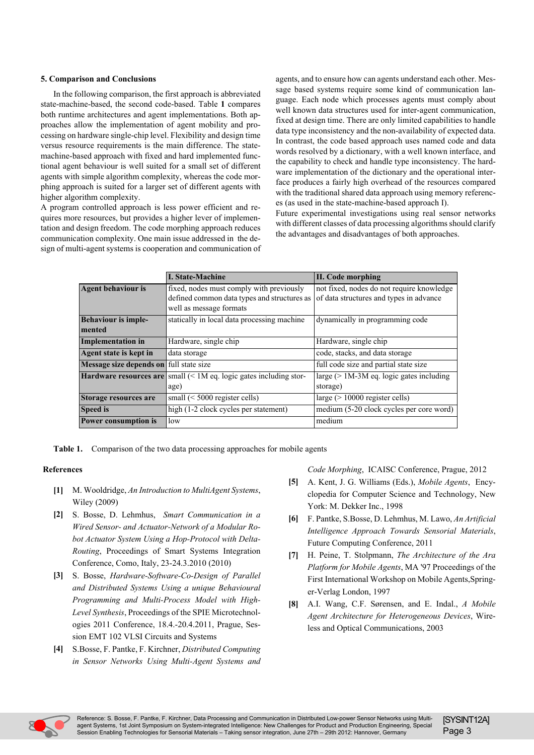### 5. Comparison and Conclusions

In the following comparison, the first approach is abbreviated state-machine-based, the second code-based. Table **1** compares both runtime architectures and agent implementations. Both approaches allow the implementation of agent mobility and processing on hardware single-chip level. Flexibility and design time versus resource requirements is the main difference. The state-machine-based approach with fixed and hard implemented functional agent behaviour is well suited for a small set of different agents with simple algorithm complexity, whereas the code morphing approach is suited for a larger set of different agents with higher algorithm complexity.

A program controlled approach is less power efficient and requires more resources, but provides a higher lever of implementation and design freedom. The code morphing approach reduces communication complexity. One main issue addressed in the design of multi-agent systems is cooperation and communication of agents, and to ensure how can agents understand each other. Message based systems require some kind of communication language. Each node which processes agents must comply about well known data structures used for inter-agent communication, fixed at design time. There are only limited capabilities to handle data type inconsistency and the non-availability of expected data. In contrast, the code based approach uses named code and data words resolved by a dictionary, with a well known interface, and the capability to check and handle type inconsistency. The hardware implementation of the dictionary and the operational interface produces a fairly high overhead of the resources compared with the traditional shared data approach using memory references (as used in the state-machine-based approach I).

Future experimental investigations using real sensor networks with different classes of data processing algorithms should clarify the advantages and disadvantages of both approaches.

| | **I. State-Machine** | **II. Code morphing** |
|---|---|---|
| **Agent behaviour is** | fixed, nodes must comply with previously defined common data types and structures as well as message formats | not fixed, nodes do not require knowledge of data structures and types in advance |
| **Behaviour is implemented** | statically in local data processing machine | dynamically in programming code |
| **Implementation in** | Hardware, single chip | Hardware, single chip |
| **Agent state is kept in** | data storage | code, stacks, and data storage |
| **Message size depends on** | full state size | full code size and partial state size |
| **Hardware resources are** | small (< 1M eq. logic gates including storage) | large (> 1M-3M eq. logic gates including storage) |
| **Storage resources are** | small (< 5000 register cells) | large (> 10000 register cells) |
| **Speed is** | high (1-2 clock cycles per statement) | medium (5-20 clock cycles per core word) |
| **Power consumption is** | low | medium |

**Table 1.** Comparison of the two data processing approaches for mobile agents

### References

**[1]** M. Wooldridge, *An Introduction to MultiAgent Systems*, Wiley (2009)

**[2]** S. Bosse, D. Lehmhus, *Smart Communication in a Wired Sensor- and Actuator-Network of a Modular Robot Actuator System Using a Hop-Protocol with Delta-Routing*, Proceedings of Smart Systems Integration Conference, Como, Italy, 23-24.3.2010 (2010)

**[3]** S. Bosse, *Hardware-Software-Co-Design of Parallel and Distributed Systems Using a unique Behavioural Programming and Multi-Process Model with High-Level Synthesis*, Proceedings of the SPIE Microtechnologies 2011 Conference, 18.4.-20.4.2011, Prague, Session EMT 102 VLSI Circuits and Systems

**[4]** S.Bosse, F. Pantke, F. Kirchner, *Distributed Computing in Sensor Networks Using Multi-Agent Systems and Code Morphing*, ICAISC Conference, Prague, 2012

**[5]** A. Kent, J. G. Williams (Eds.), *Mobile Agents*, Encyclopedia for Computer Science and Technology, New York: M. Dekker Inc., 1998

**[6]** F. Pantke, S.Bosse, D. Lehmhus, M. Lawo, *An Artificial Intelligence Approach Towards Sensorial Materials*, Future Computing Conference, 2011

**[7]** H. Peine, T. Stolpmann, *The Architecture of the Ara Platform for Mobile Agents*, MA '97 Proceedings of the First International Workshop on Mobile Agents,Springer-Verlag London, 1997

**[8]** A.I. Wang, C.F. Sørensen, and E. Indal., *A Mobile Agent Architecture for Heterogeneous Devices*, Wireless and Optical Communications, 2003